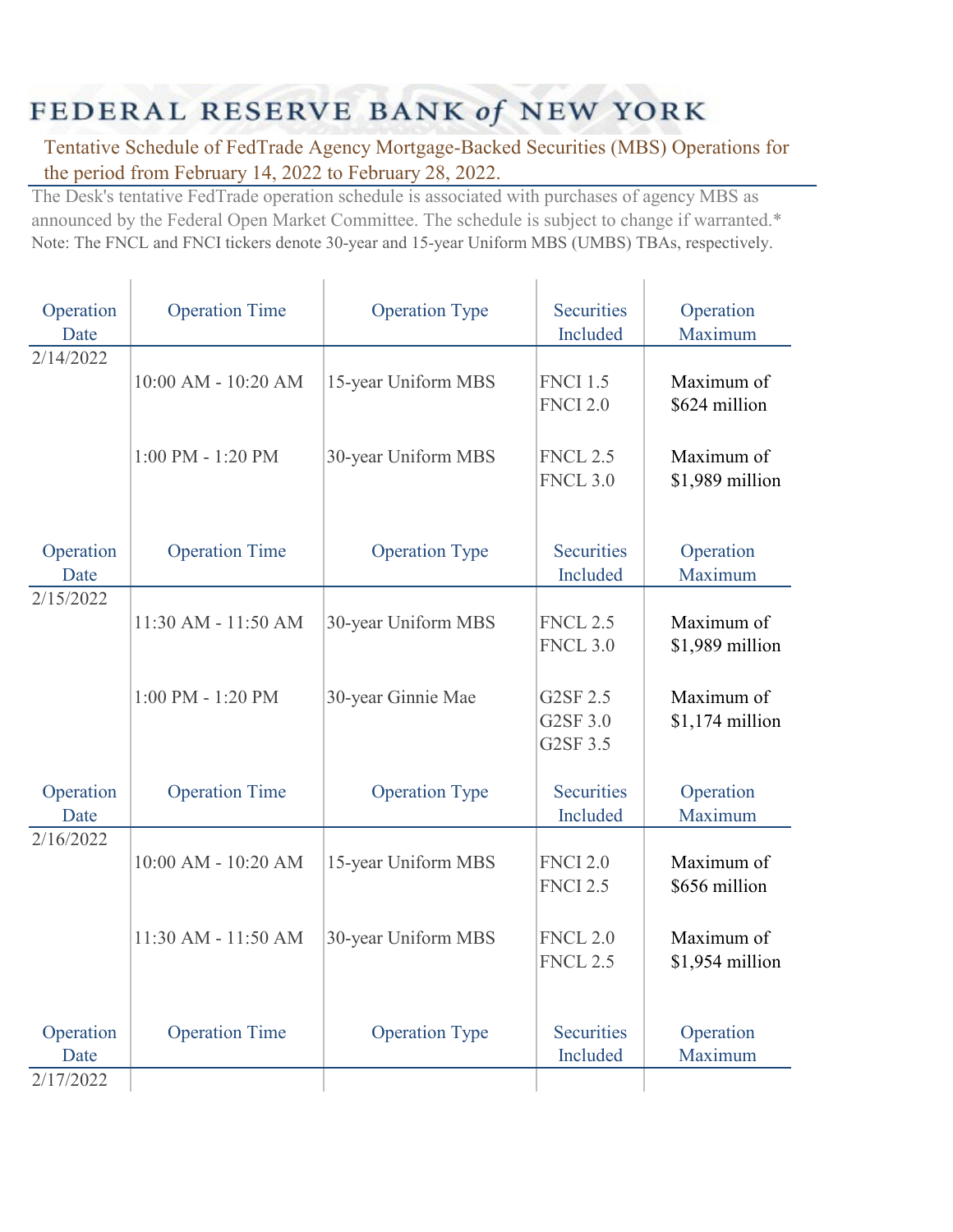# FEDERAL RESERVE BANK of NEW YORK

## Tentative Schedule of FedTrade Agency Mortgage-Backed Securities (MBS) Operations for the period from February 14, 2022 to February 28, 2022.

The Desk's tentative FedTrade operation schedule is associated with purchases of agency MBS as announced by the Federal Open Market Committee. The schedule is subject to change if warranted.*

Note: The FNCL and FNCI tickers denote 30-year and 15-year Uniform MBS (UMBS) TBAs, respectively.

| Operation Date | Operation Time | Operation Type | Securities Included | Operation Maximum |
|---|---|---|---|---|
| 2/14/2022 | | | | |
| | 10:00 AM - 10:20 AM | 15-year Uniform MBS | FNCI 1.5<br>FNCI 2.0 | Maximum of $624 million |
| | 1:00 PM - 1:20 PM | 30-year Uniform MBS | FNCL 2.5<br>FNCL 3.0 | Maximum of $1,989 million |

| Operation Date | Operation Time | Operation Type | Securities Included | Operation Maximum |
|---|---|---|---|---|
| 2/15/2022 | | | | |
| | 11:30 AM - 11:50 AM | 30-year Uniform MBS | FNCL 2.5<br>FNCL 3.0 | Maximum of $1,989 million |
| | 1:00 PM - 1:20 PM | 30-year Ginnie Mae | G2SF 2.5<br>G2SF 3.0<br>G2SF 3.5 | Maximum of $1,174 million |

| Operation Date | Operation Time | Operation Type | Securities Included | Operation Maximum |
|---|---|---|---|---|
| 2/16/2022 | | | | |
| | 10:00 AM - 10:20 AM | 15-year Uniform MBS | FNCI 2.0<br>FNCI 2.5 | Maximum of $656 million |
| | 11:30 AM - 11:50 AM | 30-year Uniform MBS | FNCL 2.0<br>FNCL 2.5 | Maximum of $1,954 million |

| Operation Date | Operation Time | Operation Type | Securities Included | Operation Maximum |
|---|---|---|---|---|
| 2/17/2022 | | | | |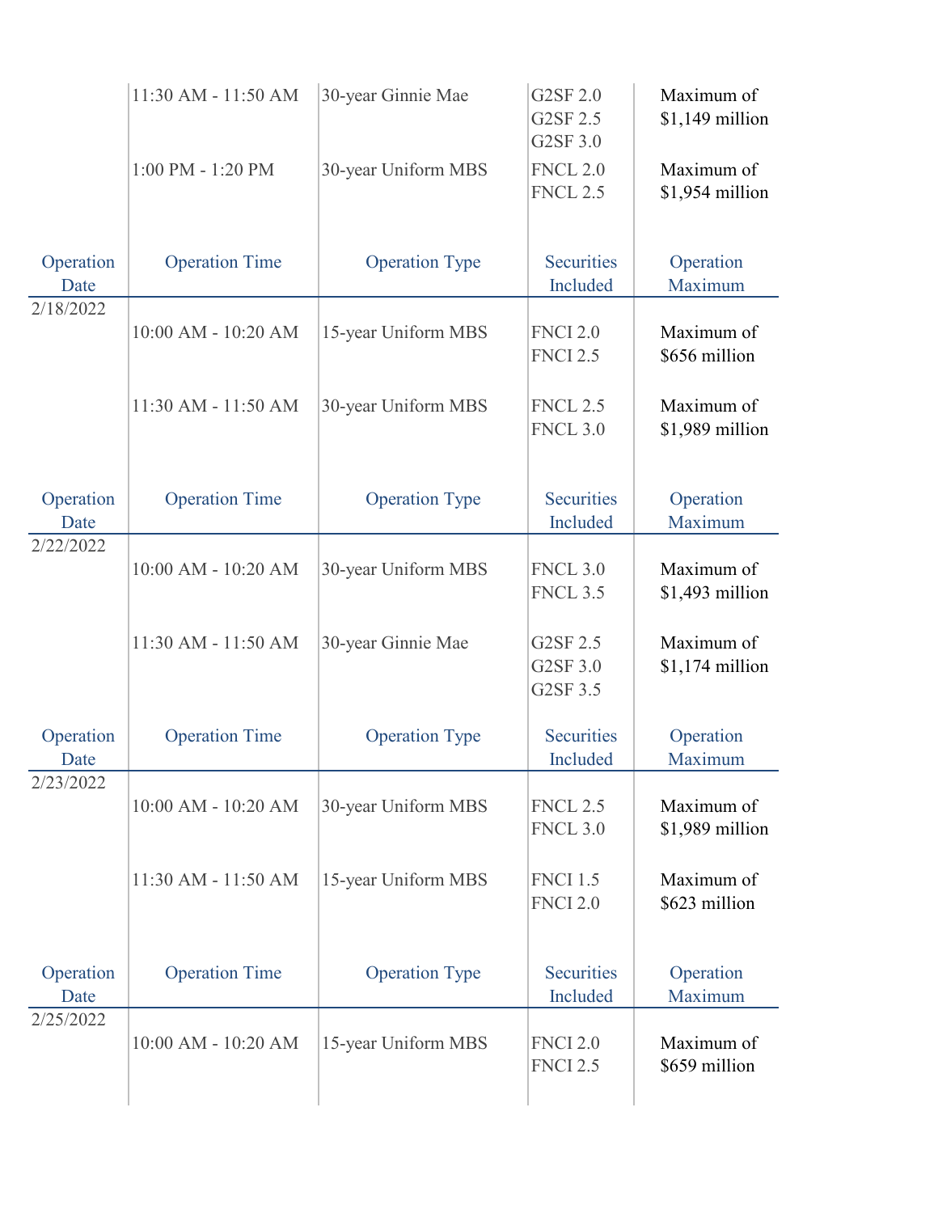| Operation Date | Operation Time | Operation Type | Securities Included | Operation Maximum |
|---|---|---|---|---|
| | 11:30 AM - 11:50 AM | 30-year Ginnie Mae | G2SF 2.0<br>G2SF 2.5<br>G2SF 3.0 | Maximum of $1,149 million |
| | 1:00 PM - 1:20 PM | 30-year Uniform MBS | FNCL 2.0<br>FNCL 2.5 | Maximum of $1,954 million |

| Operation Date | Operation Time | Operation Type | Securities Included | Operation Maximum |
|---|---|---|---|---|
| 2/18/2022 | | | | |
| | 10:00 AM - 10:20 AM | 15-year Uniform MBS | FNCI 2.0<br>FNCI 2.5 | Maximum of $656 million |
| | 11:30 AM - 11:50 AM | 30-year Uniform MBS | FNCL 2.5<br>FNCL 3.0 | Maximum of $1,989 million |

| Operation Date | Operation Time | Operation Type | Securities Included | Operation Maximum |
|---|---|---|---|---|
| 2/22/2022 | | | | |
| | 10:00 AM - 10:20 AM | 30-year Uniform MBS | FNCL 3.0<br>FNCL 3.5 | Maximum of $1,493 million |
| | 11:30 AM - 11:50 AM | 30-year Ginnie Mae | G2SF 2.5<br>G2SF 3.0<br>G2SF 3.5 | Maximum of $1,174 million |

| Operation Date | Operation Time | Operation Type | Securities Included | Operation Maximum |
|---|---|---|---|---|
| 2/23/2022 | | | | |
| | 10:00 AM - 10:20 AM | 30-year Uniform MBS | FNCL 2.5<br>FNCL 3.0 | Maximum of $1,989 million |
| | 11:30 AM - 11:50 AM | 15-year Uniform MBS | FNCI 1.5<br>FNCI 2.0 | Maximum of $623 million |

| Operation Date | Operation Time | Operation Type | Securities Included | Operation Maximum |
|---|---|---|---|---|
| 2/25/2022 | | | | |
| | 10:00 AM - 10:20 AM | 15-year Uniform MBS | FNCI 2.0<br>FNCI 2.5 | Maximum of $659 million |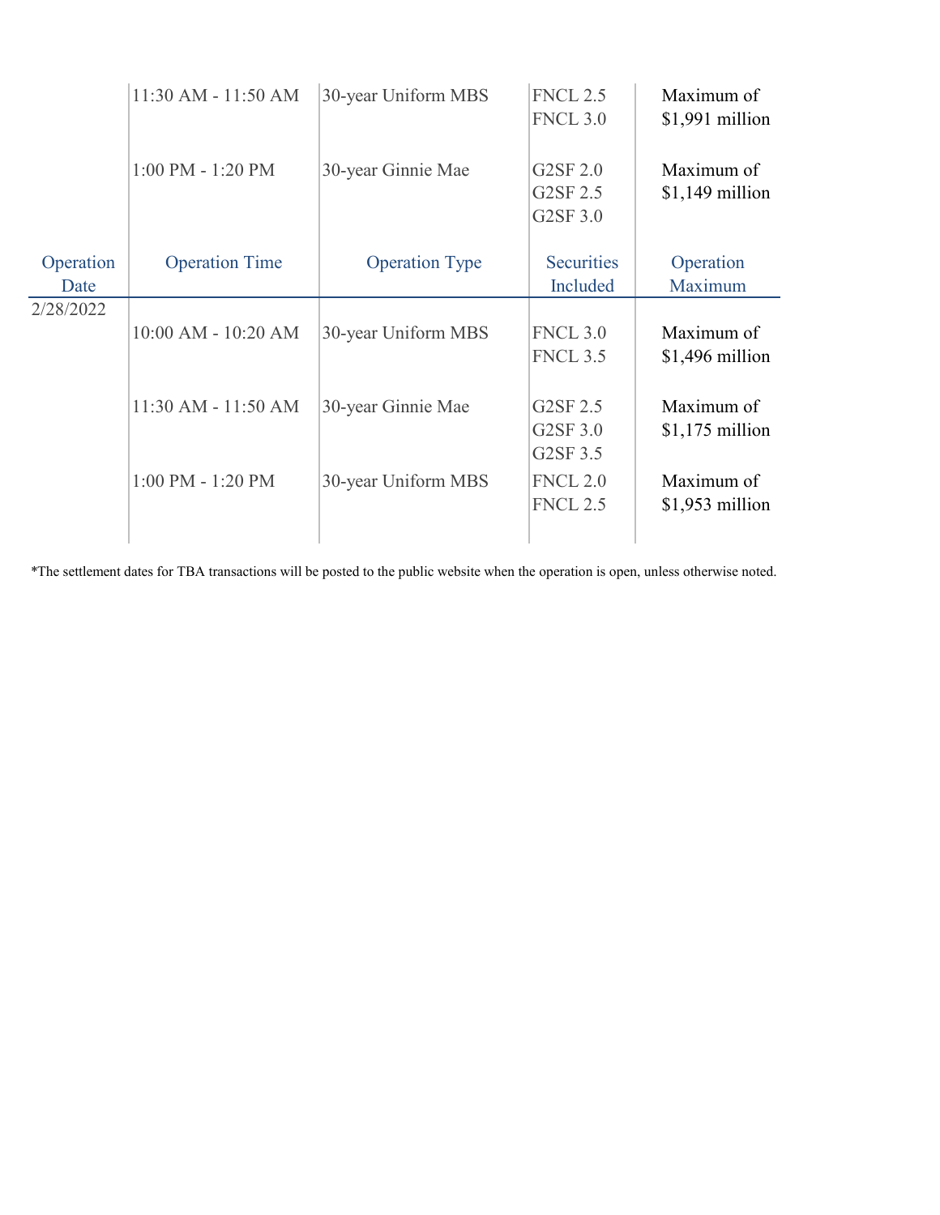| Operation Date | Operation Time | Operation Type | Securities Included | Operation Maximum |
|---|---|---|---|---|
| | 11:30 AM - 11:50 AM | 30-year Uniform MBS | FNCL 2.5<br>FNCL 3.0 | Maximum of $1,991 million |
| | 1:00 PM - 1:20 PM | 30-year Ginnie Mae | G2SF 2.0<br>G2SF 2.5<br>G2SF 3.0 | Maximum of $1,149 million |
| 2/28/2022 | 10:00 AM - 10:20 AM | 30-year Uniform MBS | FNCL 3.0<br>FNCL 3.5 | Maximum of $1,496 million |
| | 11:30 AM - 11:50 AM | 30-year Ginnie Mae | G2SF 2.5<br>G2SF 3.0<br>G2SF 3.5 | Maximum of $1,175 million |
| | 1:00 PM - 1:20 PM | 30-year Uniform MBS | FNCL 2.0<br>FNCL 2.5 | Maximum of $1,953 million |

*The settlement dates for TBA transactions will be posted to the public website when the operation is open, unless otherwise noted.